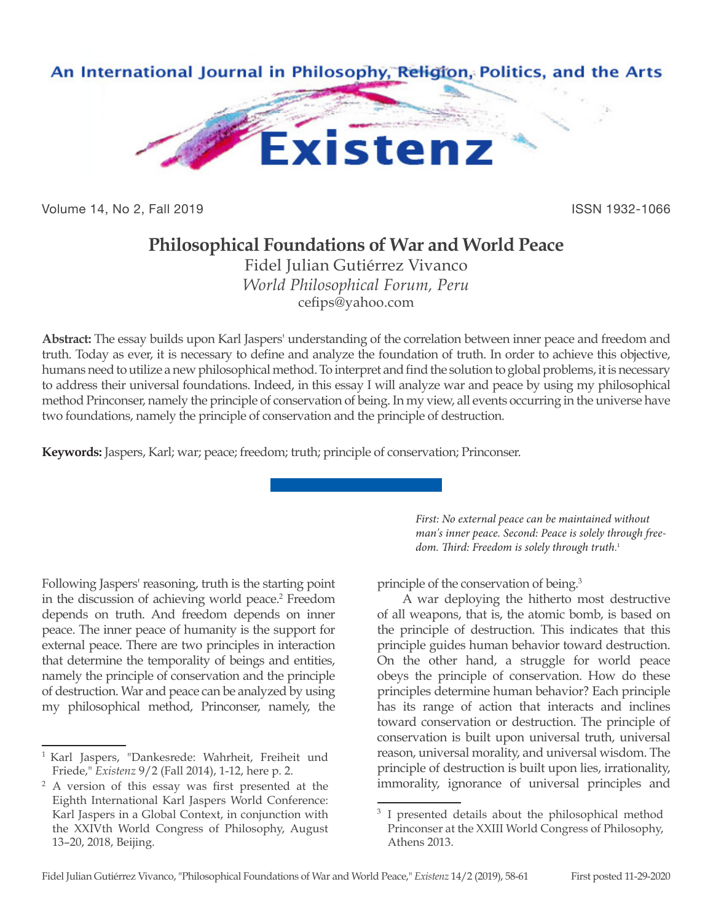# Philosophical Foundations of War and World Peace

Fidel Julian Gutiérrez Vivanco
*World Philosophical Forum, Peru*
cefips@yahoo.com

**Abstract:** The essay builds upon Karl Jaspers' understanding of the correlation between inner peace and freedom and truth. Today as ever, it is necessary to define and analyze the foundation of truth. In order to achieve this objective, humans need to utilize a new philosophical method. To interpret and find the solution to global problems, it is necessary to address their universal foundations. Indeed, in this essay I will analyze war and peace by using my philosophical method Princonser, namely the principle of conservation of being. In my view, all events occurring in the universe have two foundations, namely the principle of conservation and the principle of destruction.

**Keywords:** Jaspers, Karl; war; peace; freedom; truth; principle of conservation; Princonser.

> *First: No external peace can be maintained without man's inner peace. Second: Peace is solely through freedom. Third: Freedom is solely through truth.*[1]

Following Jaspers' reasoning, truth is the starting point in the discussion of achieving world peace.[2] Freedom depends on truth. And freedom depends on inner peace. The inner peace of humanity is the support for external peace. There are two principles in interaction that determine the temporality of beings and entities, namely the principle of conservation and the principle of destruction. War and peace can be analyzed by using my philosophical method, Princonser, namely, the principle of the conservation of being.[3]

A war deploying the hitherto most destructive of all weapons, that is, the atomic bomb, is based on the principle of destruction. This indicates that this principle guides human behavior toward destruction. On the other hand, a struggle for world peace obeys the principle of conservation. How do these principles determine human behavior? Each principle has its range of action that interacts and inclines toward conservation or destruction. The principle of conservation is built upon universal truth, universal reason, universal morality, and universal wisdom. The principle of destruction is built upon lies, irrationality, immorality, ignorance of universal principles and

---

[1] Karl Jaspers, "Dankesrede: Wahrheit, Freiheit und Friede," *Existenz* 9/2 (Fall 2014), 1-12, here p. 2.

[2] A version of this essay was first presented at the Eighth International Karl Jaspers World Conference: Karl Jaspers in a Global Context, in conjunction with the XXIVth World Congress of Philosophy, August 13–20, 2018, Beijing.

[3] I presented details about the philosophical method Princonser at the XXIII World Congress of Philosophy, Athens 2013.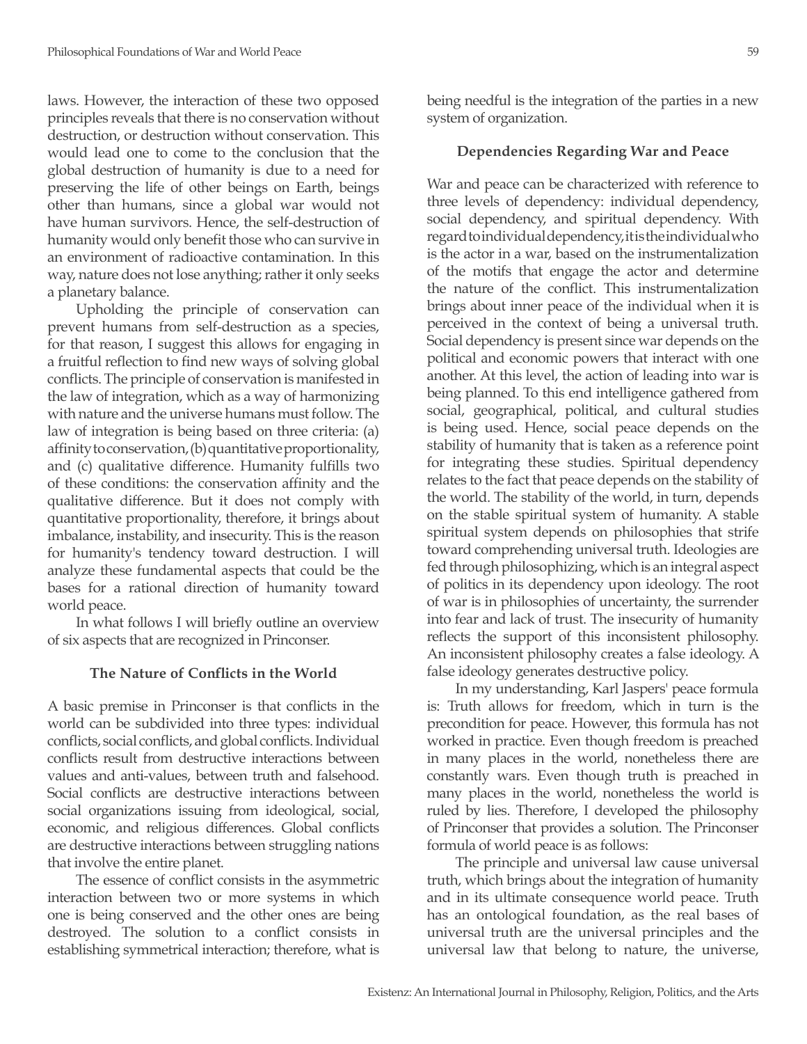laws. However, the interaction of these two opposed principles reveals that there is no conservation without destruction, or destruction without conservation. This would lead one to come to the conclusion that the global destruction of humanity is due to a need for preserving the life of other beings on Earth, beings other than humans, since a global war would not have human survivors. Hence, the self-destruction of humanity would only benefit those who can survive in an environment of radioactive contamination. In this way, nature does not lose anything; rather it only seeks a planetary balance.

Upholding the principle of conservation can prevent humans from self-destruction as a species, for that reason, I suggest this allows for engaging in a fruitful reflection to find new ways of solving global conflicts. The principle of conservation is manifested in the law of integration, which as a way of harmonizing with nature and the universe humans must follow. The law of integration is being based on three criteria: (a) affinity to conservation, (b) quantitative proportionality, and (c) qualitative difference. Humanity fulfills two of these conditions: the conservation affinity and the qualitative difference. But it does not comply with quantitative proportionality, therefore, it brings about imbalance, instability, and insecurity. This is the reason for humanity's tendency toward destruction. I will analyze these fundamental aspects that could be the bases for a rational direction of humanity toward world peace.

In what follows I will briefly outline an overview of six aspects that are recognized in Princonser.

### The Nature of Conflicts in the World

A basic premise in Princonser is that conflicts in the world can be subdivided into three types: individual conflicts, social conflicts, and global conflicts. Individual conflicts result from destructive interactions between values and anti-values, between truth and falsehood. Social conflicts are destructive interactions between social organizations issuing from ideological, social, economic, and religious differences. Global conflicts are destructive interactions between struggling nations that involve the entire planet.

The essence of conflict consists in the asymmetric interaction between two or more systems in which one is being conserved and the other ones are being destroyed. The solution to a conflict consists in establishing symmetrical interaction; therefore, what is being needful is the integration of the parties in a new system of organization.

### Dependencies Regarding War and Peace

War and peace can be characterized with reference to three levels of dependency: individual dependency, social dependency, and spiritual dependency. With regard to individual dependency, it is the individual who is the actor in a war, based on the instrumentalization of the motifs that engage the actor and determine the nature of the conflict. This instrumentalization brings about inner peace of the individual when it is perceived in the context of being a universal truth. Social dependency is present since war depends on the political and economic powers that interact with one another. At this level, the action of leading into war is being planned. To this end intelligence gathered from social, geographical, political, and cultural studies is being used. Hence, social peace depends on the stability of humanity that is taken as a reference point for integrating these studies. Spiritual dependency relates to the fact that peace depends on the stability of the world. The stability of the world, in turn, depends on the stable spiritual system of humanity. A stable spiritual system depends on philosophies that strife toward comprehending universal truth. Ideologies are fed through philosophizing, which is an integral aspect of politics in its dependency upon ideology. The root of war is in philosophies of uncertainty, the surrender into fear and lack of trust. The insecurity of humanity reflects the support of this inconsistent philosophy. An inconsistent philosophy creates a false ideology. A false ideology generates destructive policy.

In my understanding, Karl Jaspers' peace formula is: Truth allows for freedom, which in turn is the precondition for peace. However, this formula has not worked in practice. Even though freedom is preached in many places in the world, nonetheless there are constantly wars. Even though truth is preached in many places in the world, nonetheless the world is ruled by lies. Therefore, I developed the philosophy of Princonser that provides a solution. The Princonser formula of world peace is as follows:

The principle and universal law cause universal truth, which brings about the integration of humanity and in its ultimate consequence world peace. Truth has an ontological foundation, as the real bases of universal truth are the universal principles and the universal law that belong to nature, the universe,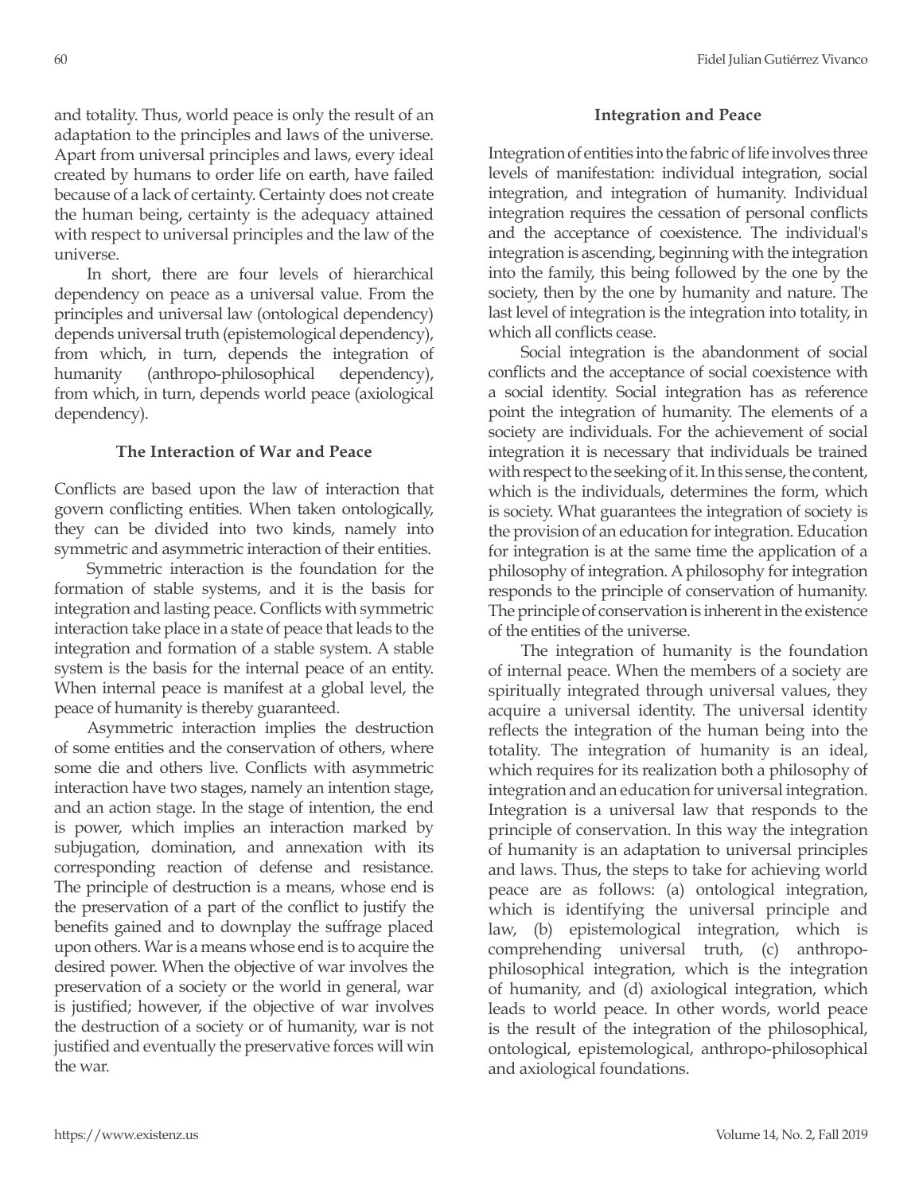and totality. Thus, world peace is only the result of an adaptation to the principles and laws of the universe. Apart from universal principles and laws, every ideal created by humans to order life on earth, have failed because of a lack of certainty. Certainty does not create the human being, certainty is the adequacy attained with respect to universal principles and the law of the universe.

In short, there are four levels of hierarchical dependency on peace as a universal value. From the principles and universal law (ontological dependency) depends universal truth (epistemological dependency), from which, in turn, depends the integration of humanity (anthropo-philosophical dependency), from which, in turn, depends world peace (axiological dependency).

### The Interaction of War and Peace

Conflicts are based upon the law of interaction that govern conflicting entities. When taken ontologically, they can be divided into two kinds, namely into symmetric and asymmetric interaction of their entities.

Symmetric interaction is the foundation for the formation of stable systems, and it is the basis for integration and lasting peace. Conflicts with symmetric interaction take place in a state of peace that leads to the integration and formation of a stable system. A stable system is the basis for the internal peace of an entity. When internal peace is manifest at a global level, the peace of humanity is thereby guaranteed.

Asymmetric interaction implies the destruction of some entities and the conservation of others, where some die and others live. Conflicts with asymmetric interaction have two stages, namely an intention stage, and an action stage. In the stage of intention, the end is power, which implies an interaction marked by subjugation, domination, and annexation with its corresponding reaction of defense and resistance. The principle of destruction is a means, whose end is the preservation of a part of the conflict to justify the benefits gained and to downplay the suffrage placed upon others. War is a means whose end is to acquire the desired power. When the objective of war involves the preservation of a society or the world in general, war is justified; however, if the objective of war involves the destruction of a society or of humanity, war is not justified and eventually the preservative forces will win the war.

### Integration and Peace

Integration of entities into the fabric of life involves three levels of manifestation: individual integration, social integration, and integration of humanity. Individual integration requires the cessation of personal conflicts and the acceptance of coexistence. The individual's integration is ascending, beginning with the integration into the family, this being followed by the one by the society, then by the one by humanity and nature. The last level of integration is the integration into totality, in which all conflicts cease.

Social integration is the abandonment of social conflicts and the acceptance of social coexistence with a social identity. Social integration has as reference point the integration of humanity. The elements of a society are individuals. For the achievement of social integration it is necessary that individuals be trained with respect to the seeking of it. In this sense, the content, which is the individuals, determines the form, which is society. What guarantees the integration of society is the provision of an education for integration. Education for integration is at the same time the application of a philosophy of integration. A philosophy for integration responds to the principle of conservation of humanity. The principle of conservation is inherent in the existence of the entities of the universe.

The integration of humanity is the foundation of internal peace. When the members of a society are spiritually integrated through universal values, they acquire a universal identity. The universal identity reflects the integration of the human being into the totality. The integration of humanity is an ideal, which requires for its realization both a philosophy of integration and an education for universal integration. Integration is a universal law that responds to the principle of conservation. In this way the integration of humanity is an adaptation to universal principles and laws. Thus, the steps to take for achieving world peace are as follows: (a) ontological integration, which is identifying the universal principle and law, (b) epistemological integration, which is comprehending universal truth, (c) anthropo-philosophical integration, which is the integration of humanity, and (d) axiological integration, which leads to world peace. In other words, world peace is the result of the integration of the philosophical, ontological, epistemological, anthropo-philosophical and axiological foundations.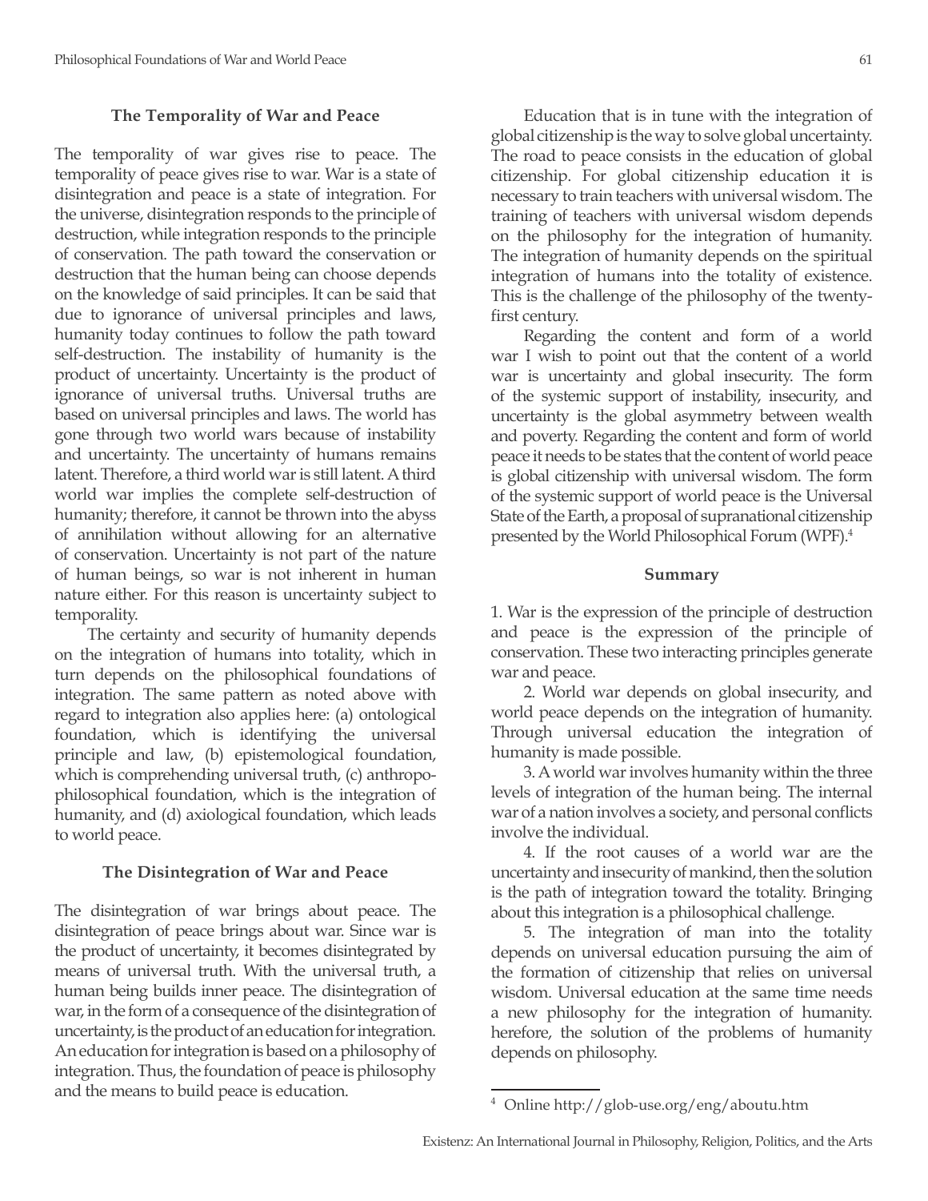## The Temporality of War and Peace

The temporality of war gives rise to peace. The temporality of peace gives rise to war. War is a state of disintegration and peace is a state of integration. For the universe, disintegration responds to the principle of destruction, while integration responds to the principle of conservation. The path toward the conservation or destruction that the human being can choose depends on the knowledge of said principles. It can be said that due to ignorance of universal principles and laws, humanity today continues to follow the path toward self-destruction. The instability of humanity is the product of uncertainty. Uncertainty is the product of ignorance of universal truths. Universal truths are based on universal principles and laws. The world has gone through two world wars because of instability and uncertainty. The uncertainty of humans remains latent. Therefore, a third world war is still latent. A third world war implies the complete self-destruction of humanity; therefore, it cannot be thrown into the abyss of annihilation without allowing for an alternative of conservation. Uncertainty is not part of the nature of human beings, so war is not inherent in human nature either. For this reason is uncertainty subject to temporality.

The certainty and security of humanity depends on the integration of humans into totality, which in turn depends on the philosophical foundations of integration. The same pattern as noted above with regard to integration also applies here: (a) ontological foundation, which is identifying the universal principle and law, (b) epistemological foundation, which is comprehending universal truth, (c) anthropo-philosophical foundation, which is the integration of humanity, and (d) axiological foundation, which leads to world peace.

## The Disintegration of War and Peace

The disintegration of war brings about peace. The disintegration of peace brings about war. Since war is the product of uncertainty, it becomes disintegrated by means of universal truth. With the universal truth, a human being builds inner peace. The disintegration of war, in the form of a consequence of the disintegration of uncertainty, is the product of an education for integration. An education for integration is based on a philosophy of integration. Thus, the foundation of peace is philosophy and the means to build peace is education.

Education that is in tune with the integration of global citizenship is the way to solve global uncertainty. The road to peace consists in the education of global citizenship. For global citizenship education it is necessary to train teachers with universal wisdom. The training of teachers with universal wisdom depends on the philosophy for the integration of humanity. The integration of humanity depends on the spiritual integration of humans into the totality of existence. This is the challenge of the philosophy of the twenty-first century.

Regarding the content and form of a world war I wish to point out that the content of a world war is uncertainty and global insecurity. The form of the systemic support of instability, insecurity, and uncertainty is the global asymmetry between wealth and poverty. Regarding the content and form of world peace it needs to be states that the content of world peace is global citizenship with universal wisdom. The form of the systemic support of world peace is the Universal State of the Earth, a proposal of supranational citizenship presented by the World Philosophical Forum (WPF).[4]

## Summary

1. War is the expression of the principle of destruction and peace is the expression of the principle of conservation. These two interacting principles generate war and peace.

2. World war depends on global insecurity, and world peace depends on the integration of humanity. Through universal education the integration of humanity is made possible.

3. A world war involves humanity within the three levels of integration of the human being. The internal war of a nation involves a society, and personal conflicts involve the individual.

4. If the root causes of a world war are the uncertainty and insecurity of mankind, then the solution is the path of integration toward the totality. Bringing about this integration is a philosophical challenge.

5. The integration of man into the totality depends on universal education pursuing the aim of the formation of citizenship that relies on universal wisdom. Universal education at the same time needs a new philosophy for the integration of humanity. herefore, the solution of the problems of humanity depends on philosophy.

---

[4] Online http://glob-use.org/eng/aboutu.htm